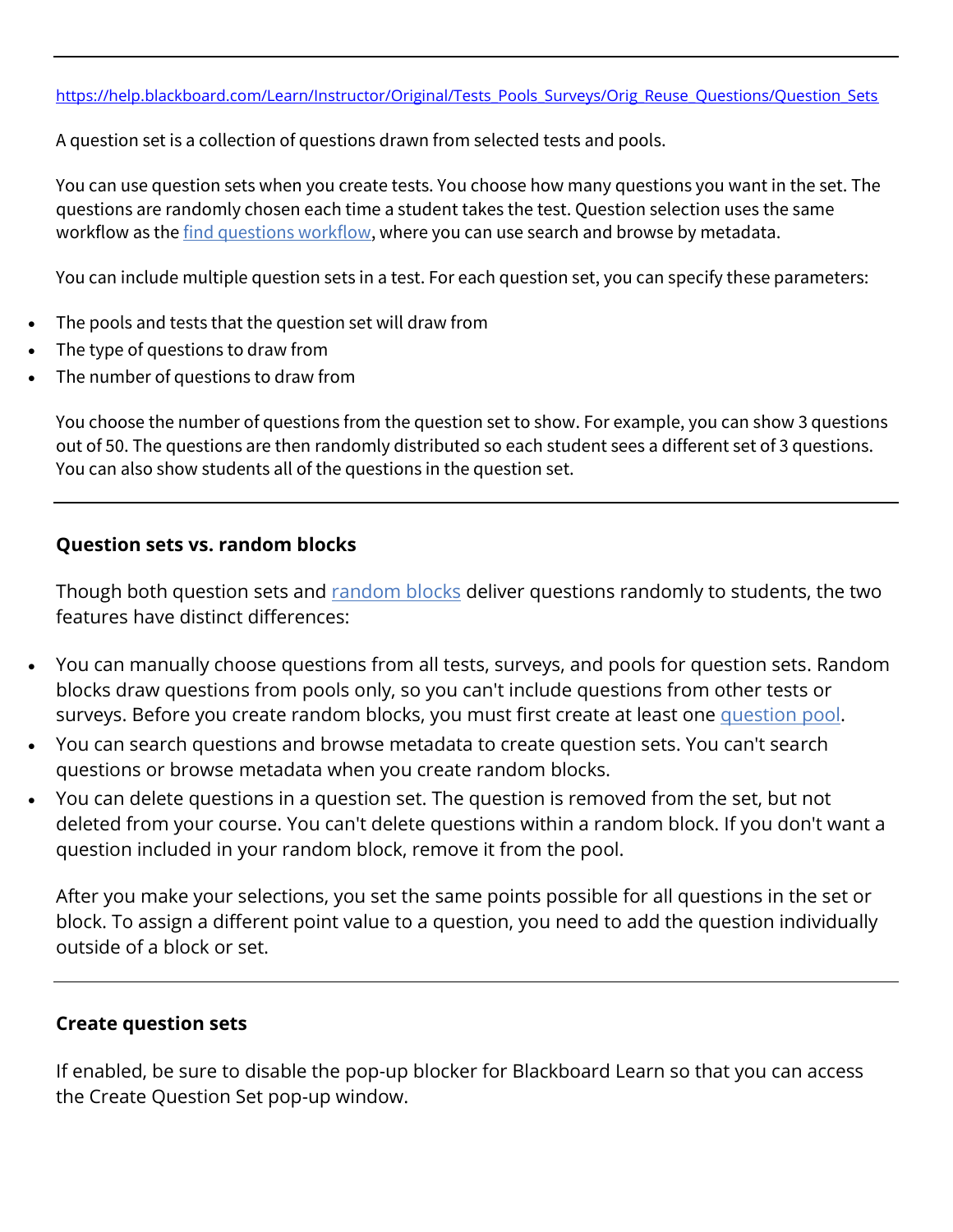https://help.blackboard.com/Learn/Instructor/Original/Tests_Pools_Surveys/Orig_Reuse_Questions/Question_Sets

A question set is a collection of questions drawn from selected tests and pools.

You can use question sets when you create tests. You choose how many questions you want in the set. The questions are randomly chosen each time a student takes the test. Question selection uses the same workflow as the find questions workflow, where you can use search and browse by metadata.

You can include multiple question sets in a test. For each question set, you can specify these parameters:

- The pools and tests that the question set will draw from
- The type of questions to draw from
- The number of questions to draw from

You choose the number of questions from the question set to show. For example, you can show 3 questions out of 50. The questions are then randomly distributed so each student sees a different set of 3 questions. You can also show students all of the questions in the question set.

---

### Question sets vs. random blocks

Though both question sets and random blocks deliver questions randomly to students, the two features have distinct differences:

- You can manually choose questions from all tests, surveys, and pools for question sets. Random blocks draw questions from pools only, so you can't include questions from other tests or surveys. Before you create random blocks, you must first create at least one question pool.
- You can search questions and browse metadata to create question sets. You can't search questions or browse metadata when you create random blocks.
- You can delete questions in a question set. The question is removed from the set, but not deleted from your course. You can't delete questions within a random block. If you don't want a question included in your random block, remove it from the pool.

After you make your selections, you set the same points possible for all questions in the set or block. To assign a different point value to a question, you need to add the question individually outside of a block or set.

---

### Create question sets

If enabled, be sure to disable the pop-up blocker for Blackboard Learn so that you can access the Create Question Set pop-up window.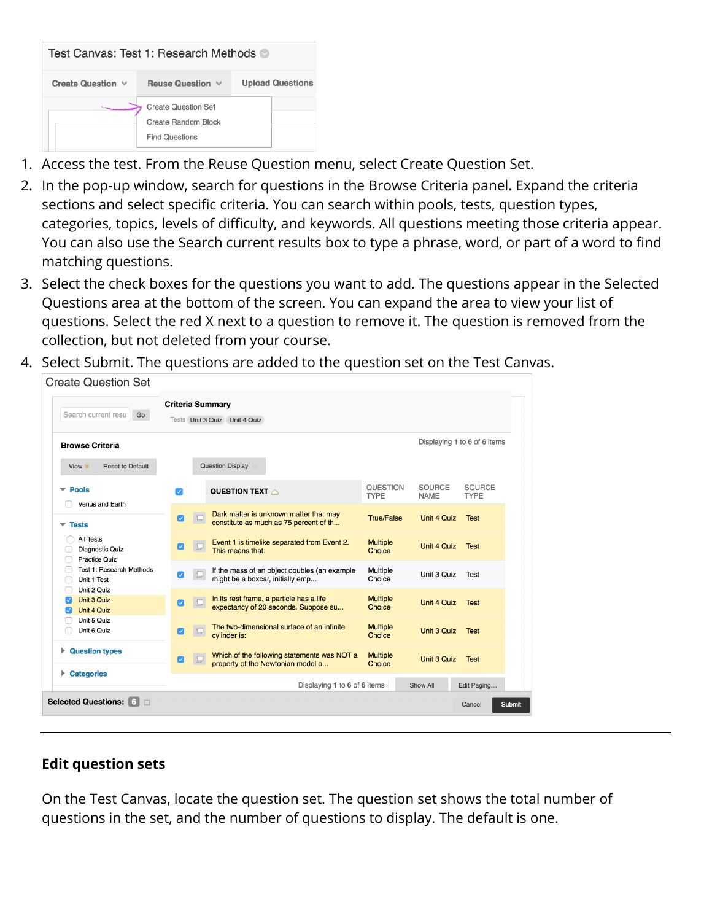1. Access the test. From the Reuse Question menu, select Create Question Set.
2. In the pop-up window, search for questions in the Browse Criteria panel. Expand the criteria sections and select specific criteria. You can search within pools, tests, question types, categories, topics, levels of difficulty, and keywords. All questions meeting those criteria appear. You can also use the Search current results box to type a phrase, word, or part of a word to find matching questions.
3. Select the check boxes for the questions you want to add. The questions appear in the Selected Questions area at the bottom of the screen. You can expand the area to view your list of questions. Select the red X next to a question to remove it. The question is removed from the collection, but not deleted from your course.
4. Select Submit. The questions are added to the question set on the Test Canvas.

---

## Edit question sets

On the Test Canvas, locate the question set. The question set shows the total number of questions in the set, and the number of questions to display. The default is one.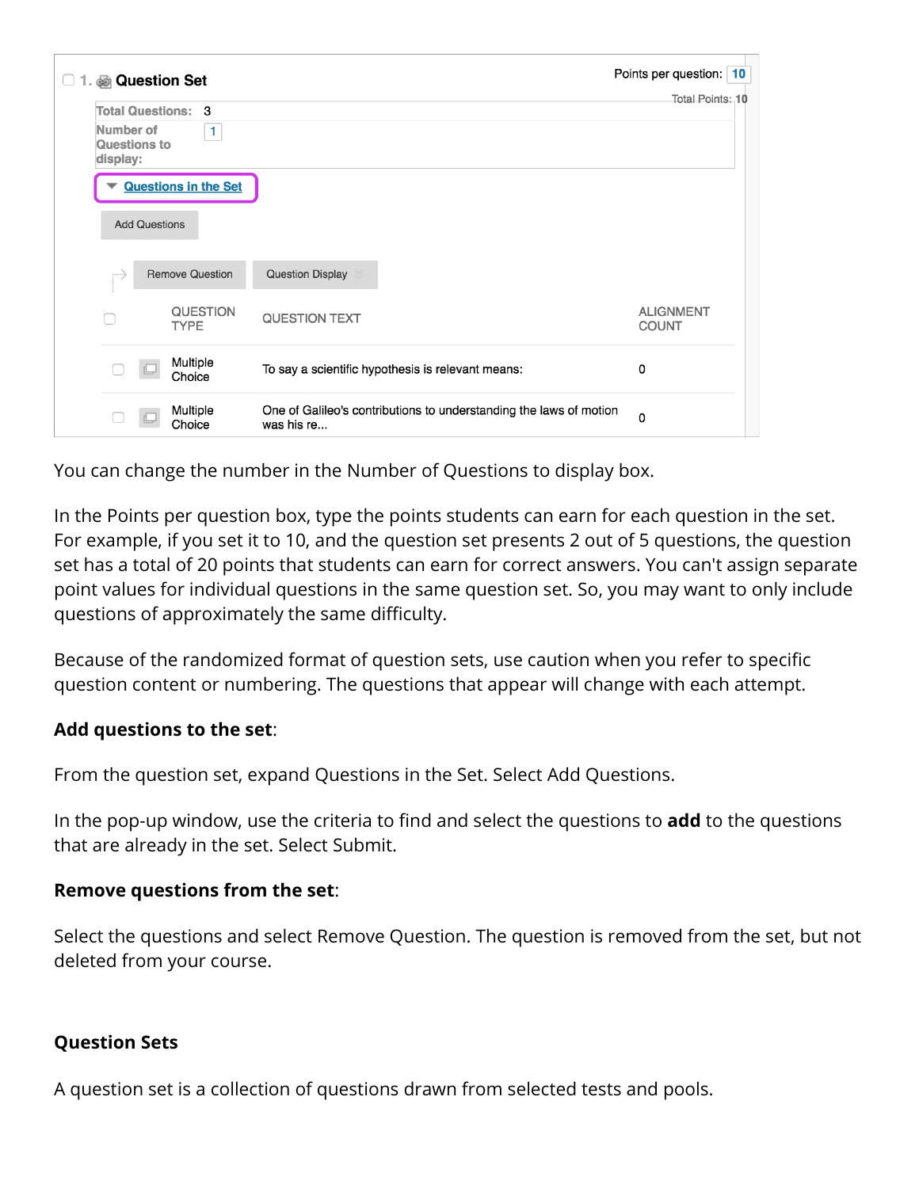| | QUESTION TYPE | QUESTION TEXT | ALIGNMENT COUNT |
|---|---|---|---|
| | Multiple Choice | To say a scientific hypothesis is relevant means: | 0 |
| | Multiple Choice | One of Galileo's contributions to understanding the laws of motion was his re... | 0 |

You can change the number in the Number of Questions to display box.

In the Points per question box, type the points students can earn for each question in the set. For example, if you set it to 10, and the question set presents 2 out of 5 questions, the question set has a total of 20 points that students can earn for correct answers. You can't assign separate point values for individual questions in the same question set. So, you may want to only include questions of approximately the same difficulty.

Because of the randomized format of question sets, use caution when you refer to specific question content or numbering. The questions that appear will change with each attempt.

**Add questions to the set**:

From the question set, expand Questions in the Set. Select Add Questions.

In the pop-up window, use the criteria to find and select the questions to **add** to the questions that are already in the set. Select Submit.

**Remove questions from the set**:

Select the questions and select Remove Question. The question is removed from the set, but not deleted from your course.

### Question Sets

A question set is a collection of questions drawn from selected tests and pools.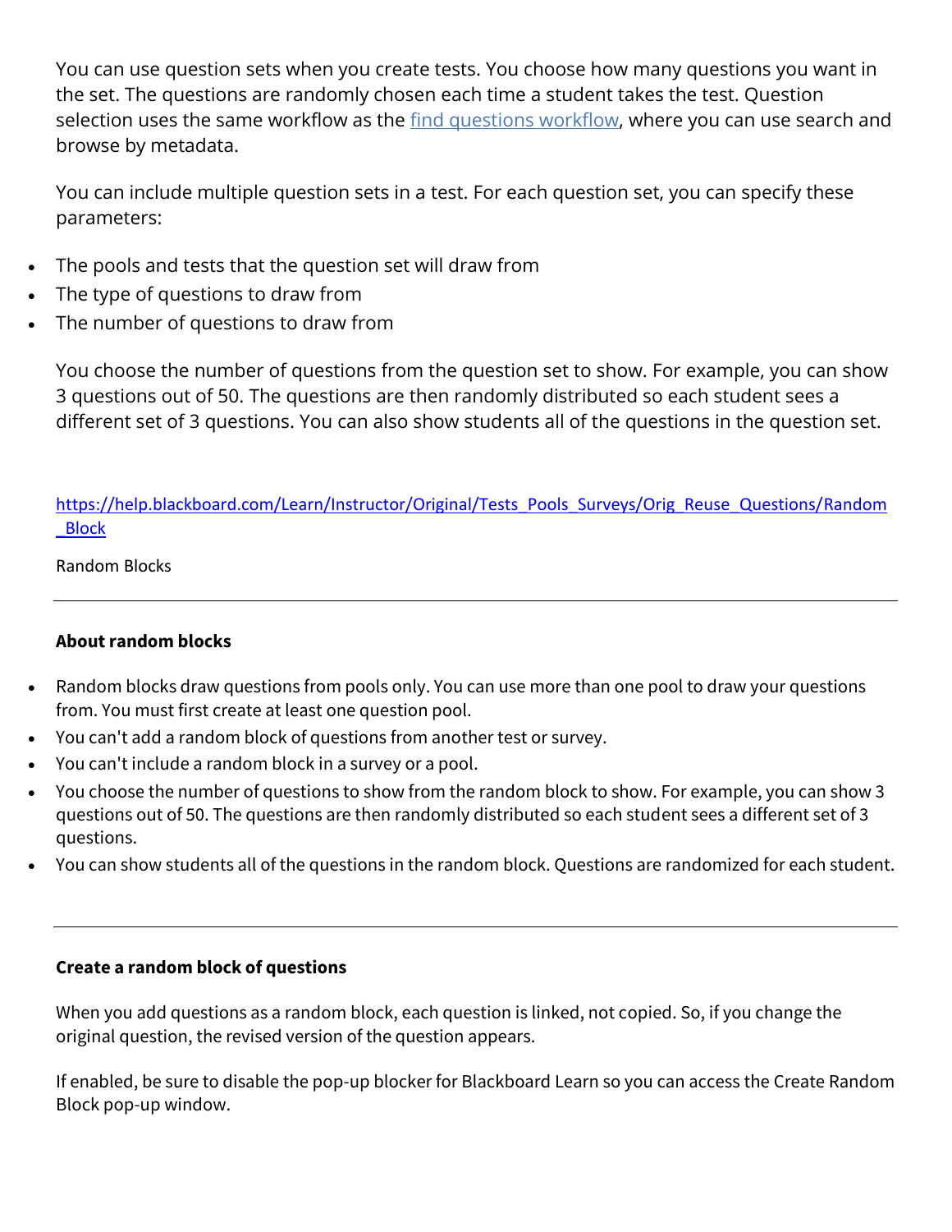You can use question sets when you create tests. You choose how many questions you want in the set. The questions are randomly chosen each time a student takes the test. Question selection uses the same workflow as the [find questions workflow](), where you can use search and browse by metadata.

You can include multiple question sets in a test. For each question set, you can specify these parameters:

- The pools and tests that the question set will draw from
- The type of questions to draw from
- The number of questions to draw from

You choose the number of questions from the question set to show. For example, you can show 3 questions out of 50. The questions are then randomly distributed so each student sees a different set of 3 questions. You can also show students all of the questions in the question set.

https://help.blackboard.com/Learn/Instructor/Original/Tests_Pools_Surveys/Orig_Reuse_Questions/Random_Block

Random Blocks

---

**About random blocks**

- Random blocks draw questions from pools only. You can use more than one pool to draw your questions from. You must first create at least one question pool.
- You can't add a random block of questions from another test or survey.
- You can't include a random block in a survey or a pool.
- You choose the number of questions to show from the random block to show. For example, you can show 3 questions out of 50. The questions are then randomly distributed so each student sees a different set of 3 questions.
- You can show students all of the questions in the random block. Questions are randomized for each student.

---

**Create a random block of questions**

When you add questions as a random block, each question is linked, not copied. So, if you change the original question, the revised version of the question appears.

If enabled, be sure to disable the pop-up blocker for Blackboard Learn so you can access the Create Random Block pop-up window.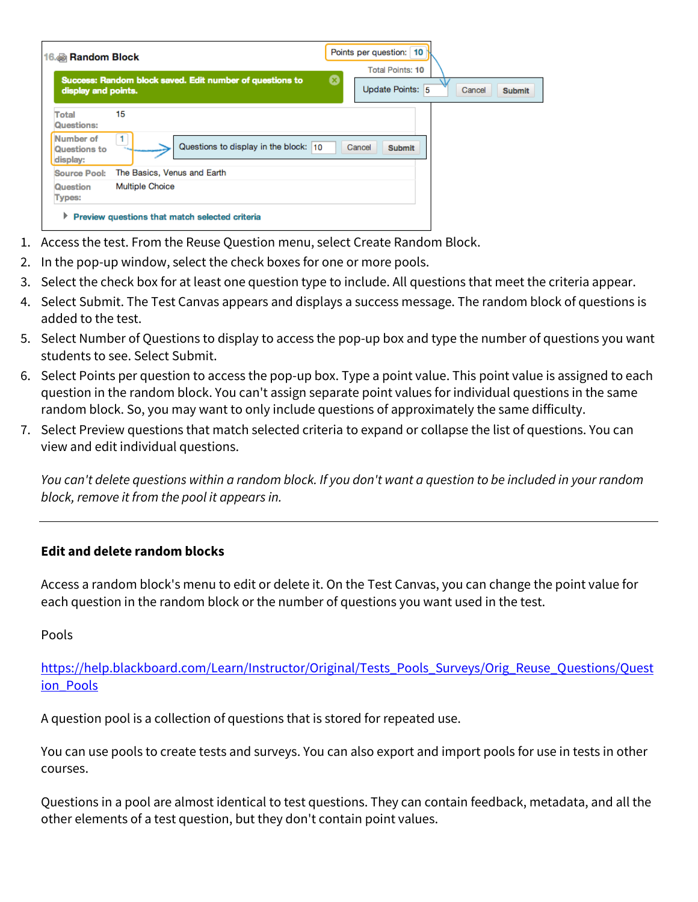1. Access the test. From the Reuse Question menu, select Create Random Block.
2. In the pop-up window, select the check boxes for one or more pools.
3. Select the check box for at least one question type to include. All questions that meet the criteria appear.
4. Select Submit. The Test Canvas appears and displays a success message. The random block of questions is added to the test.
5. Select Number of Questions to display to access the pop-up box and type the number of questions you want students to see. Select Submit.
6. Select Points per question to access the pop-up box. Type a point value. This point value is assigned to each question in the random block. You can't assign separate point values for individual questions in the same random block. So, you may want to only include questions of approximately the same difficulty.
7. Select Preview questions that match selected criteria to expand or collapse the list of questions. You can view and edit individual questions.

*You can't delete questions within a random block. If you don't want a question to be included in your random block, remove it from the pool it appears in.*

---

**Edit and delete random blocks**

Access a random block's menu to edit or delete it. On the Test Canvas, you can change the point value for each question in the random block or the number of questions you want used in the test.

Pools

https://help.blackboard.com/Learn/Instructor/Original/Tests_Pools_Surveys/Orig_Reuse_Questions/Question_Pools

A question pool is a collection of questions that is stored for repeated use.

You can use pools to create tests and surveys. You can also export and import pools for use in tests in other courses.

Questions in a pool are almost identical to test questions. They can contain feedback, metadata, and all the other elements of a test question, but they don't contain point values.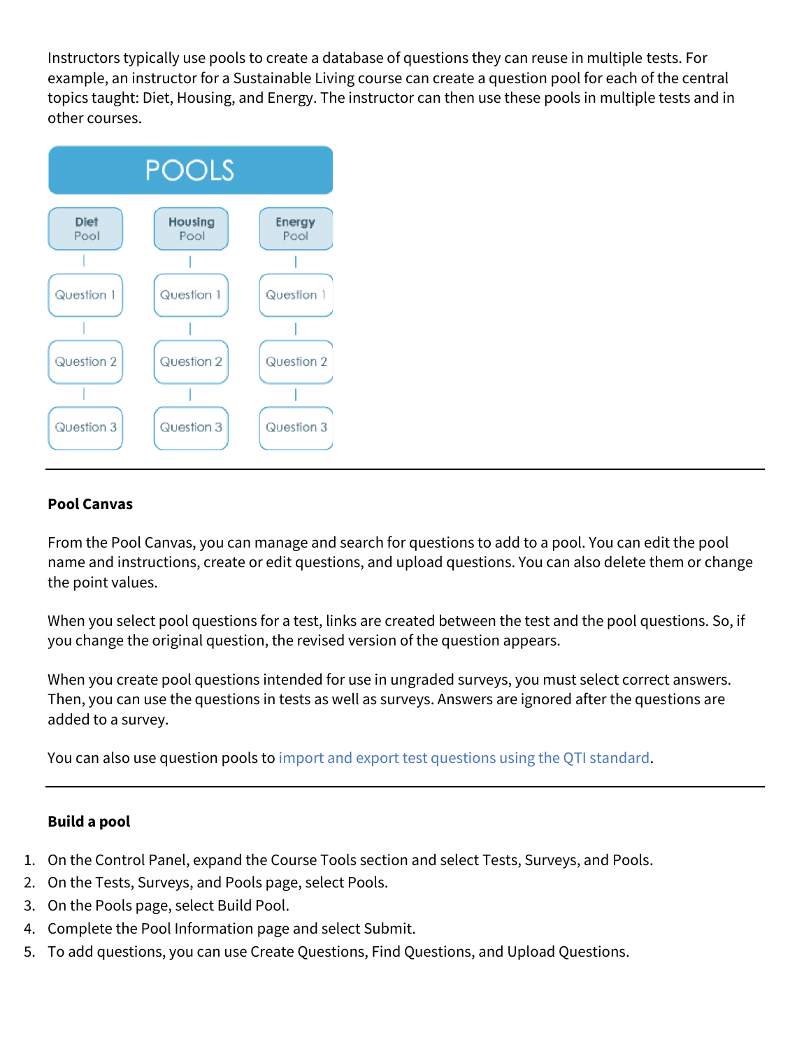Instructors typically use pools to create a database of questions they can reuse in multiple tests. For example, an instructor for a Sustainable Living course can create a question pool for each of the central topics taught: Diet, Housing, and Energy. The instructor can then use these pools in multiple tests and in other courses.

| POOLS | | |
|---|---|---|
| Diet Pool | Housing Pool | Energy Pool |
| Question 1 | Question 1 | Question 1 |
| Question 2 | Question 2 | Question 2 |
| Question 3 | Question 3 | Question 3 |

---

### Pool Canvas

From the Pool Canvas, you can manage and search for questions to add to a pool. You can edit the pool name and instructions, create or edit questions, and upload questions. You can also delete them or change the point values.

When you select pool questions for a test, links are created between the test and the pool questions. So, if you change the original question, the revised version of the question appears.

When you create pool questions intended for use in ungraded surveys, you must select correct answers. Then, you can use the questions in tests as well as surveys. Answers are ignored after the questions are added to a survey.

You can also use question pools to import and export test questions using the QTI standard.

---

### Build a pool

1. On the Control Panel, expand the Course Tools section and select Tests, Surveys, and Pools.
2. On the Tests, Surveys, and Pools page, select Pools.
3. On the Pools page, select Build Pool.
4. Complete the Pool Information page and select Submit.
5. To add questions, you can use Create Questions, Find Questions, and Upload Questions.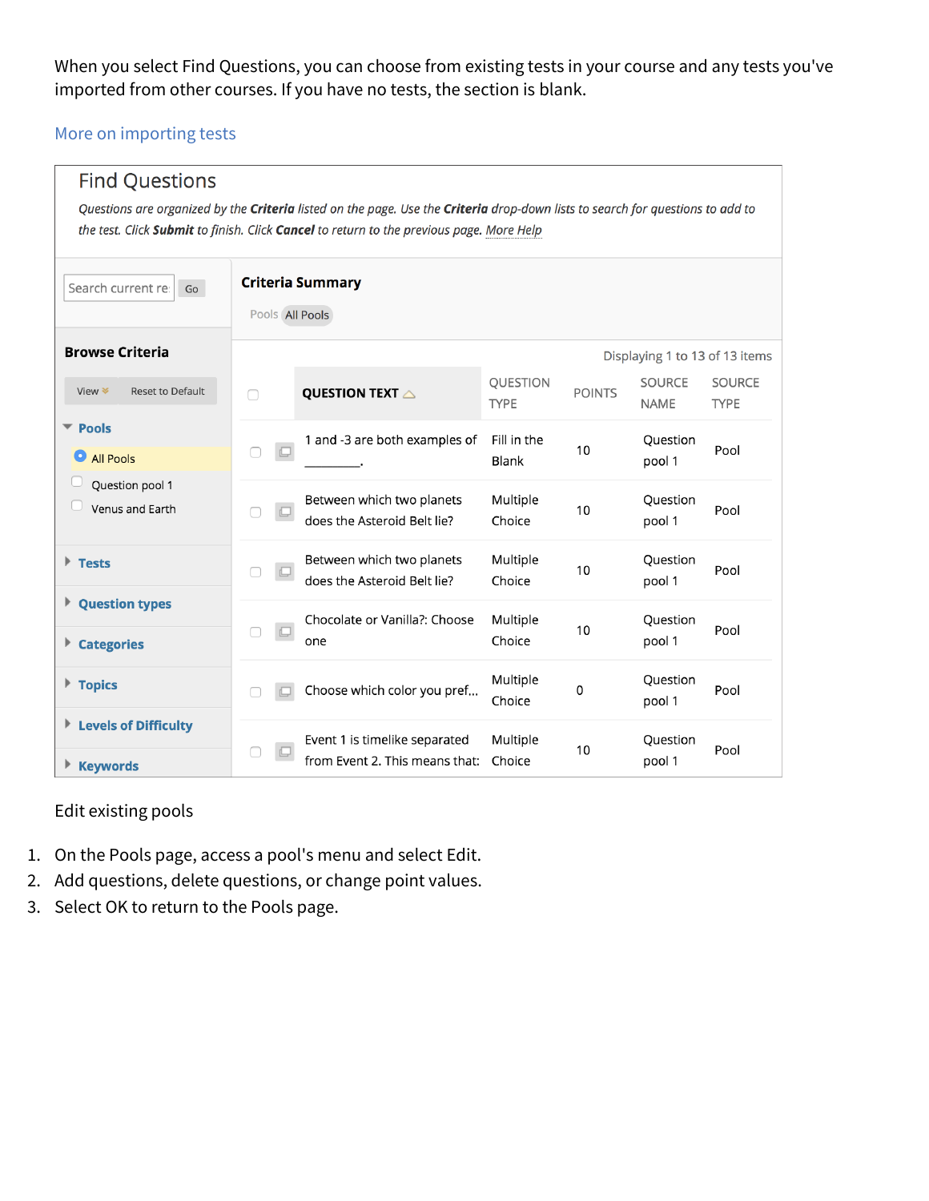When you select Find Questions, you can choose from existing tests in your course and any tests you've imported from other courses. If you have no tests, the section is blank.

More on importing tests

## Find Questions

*Questions are organized by the **Criteria** listed on the page. Use the **Criteria** drop-down lists to search for questions to add to the test. Click **Submit** to finish. Click **Cancel** to return to the previous page.* More Help

Search current re Go

**Criteria Summary**

Pools All Pools

**Browse Criteria**

View Reset to Default

- **Pools**
  - All Pools
  - Question pool 1
  - Venus and Earth
- **Tests**
- **Question types**
- **Categories**
- **Topics**
- **Levels of Difficulty**
- **Keywords**

Displaying 1 to 13 of 13 items

| | QUESTION TEXT | QUESTION TYPE | POINTS | SOURCE NAME | SOURCE TYPE |
|---|---|---|---|---|---|
| | 1 and -3 are both examples of ________. | Fill in the Blank | 10 | Question pool 1 | Pool |
| | Between which two planets does the Asteroid Belt lie? | Multiple Choice | 10 | Question pool 1 | Pool |
| | Between which two planets does the Asteroid Belt lie? | Multiple Choice | 10 | Question pool 1 | Pool |
| | Chocolate or Vanilla?: Choose one | Multiple Choice | 10 | Question pool 1 | Pool |
| | Choose which color you pref... | Multiple Choice | 0 | Question pool 1 | Pool |
| | Event 1 is timelike separated from Event 2. This means that: | Multiple Choice | 10 | Question pool 1 | Pool |

Edit existing pools

1. On the Pools page, access a pool's menu and select Edit.
2. Add questions, delete questions, or change point values.
3. Select OK to return to the Pools page.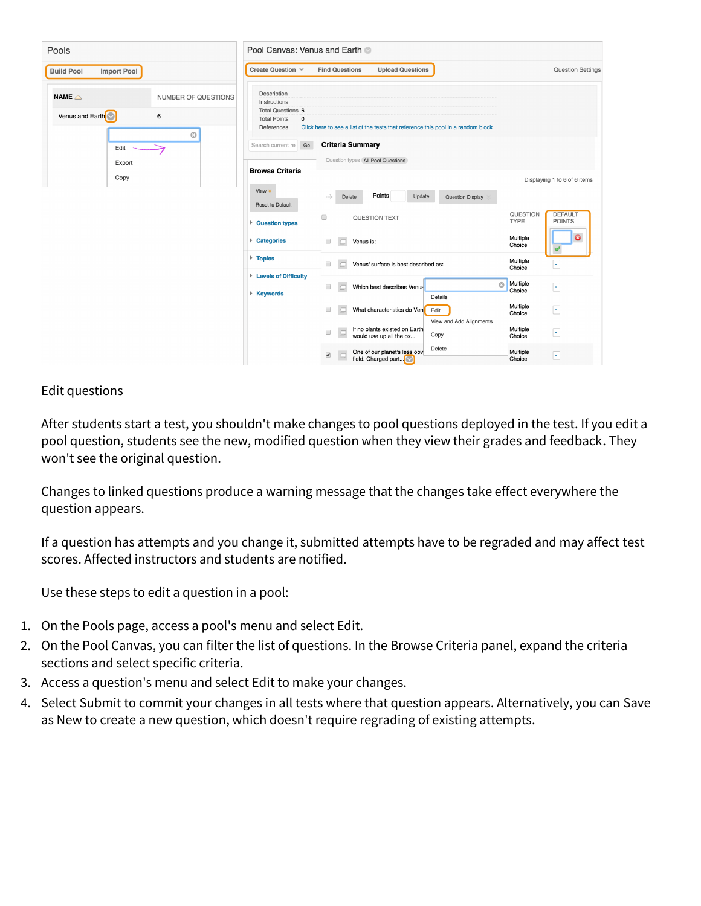Edit questions

After students start a test, you shouldn't make changes to pool questions deployed in the test. If you edit a pool question, students see the new, modified question when they view their grades and feedback. They won't see the original question.

Changes to linked questions produce a warning message that the changes take effect everywhere the question appears.

If a question has attempts and you change it, submitted attempts have to be regraded and may affect test scores. Affected instructors and students are notified.

Use these steps to edit a question in a pool:

1. On the Pools page, access a pool's menu and select Edit.
2. On the Pool Canvas, you can filter the list of questions. In the Browse Criteria panel, expand the criteria sections and select specific criteria.
3. Access a question's menu and select Edit to make your changes.
4. Select Submit to commit your changes in all tests where that question appears. Alternatively, you can Save as New to create a new question, which doesn't require regrading of existing attempts.